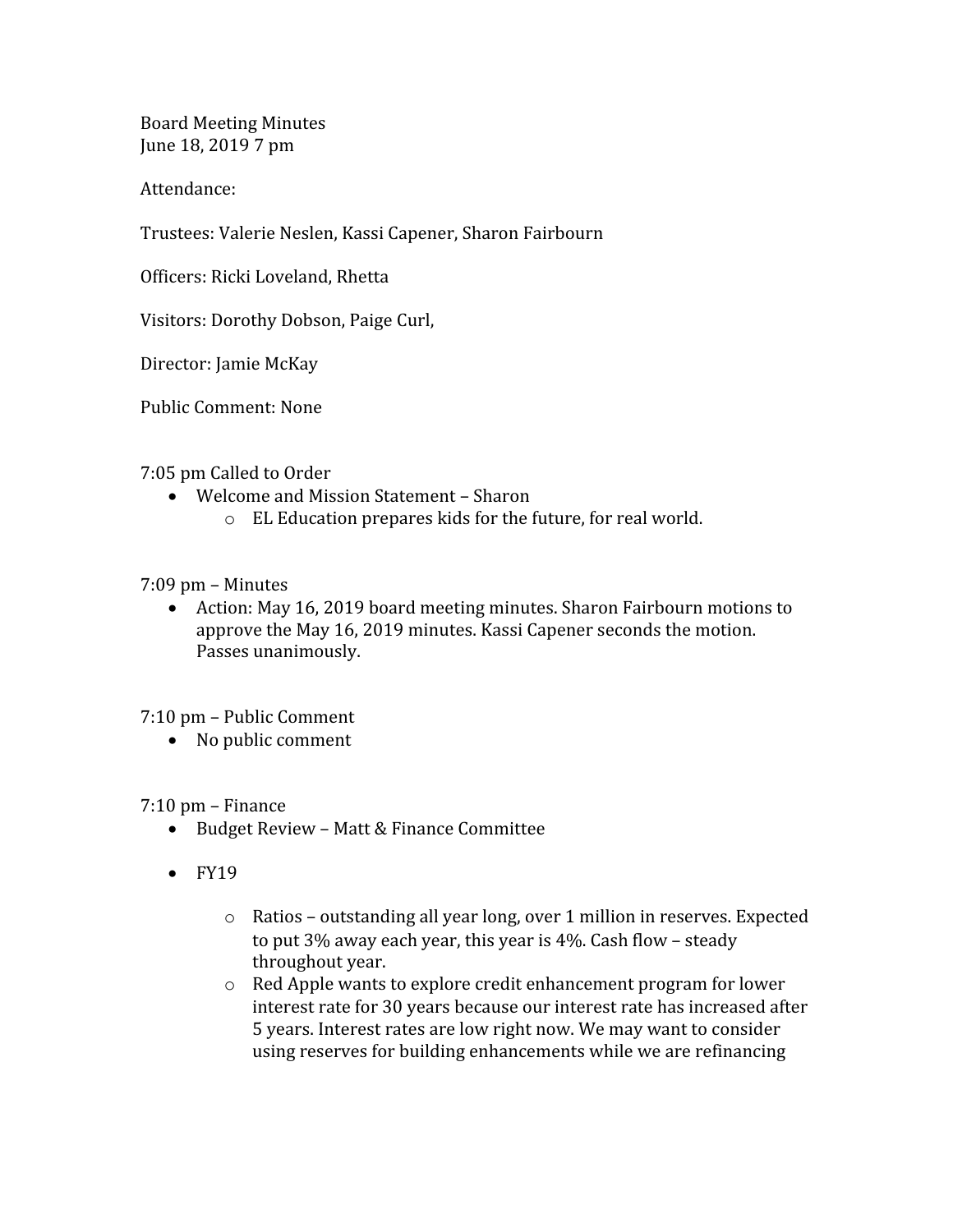Board Meeting Minutes
June 18, 2019 7 pm

Attendance:

Trustees: Valerie Neslen, Kassi Capener, Sharon Fairbourn

Officers: Ricki Loveland, Rhetta

Visitors: Dorothy Dobson, Paige Curl,

Director: Jamie McKay

Public Comment: None

7:05 pm Called to Order

- Welcome and Mission Statement – Sharon
  - EL Education prepares kids for the future, for real world.

7:09 pm – Minutes

- Action: May 16, 2019 board meeting minutes. Sharon Fairbourn motions to approve the May 16, 2019 minutes. Kassi Capener seconds the motion. Passes unanimously.

7:10 pm – Public Comment

- No public comment

7:10 pm – Finance

- Budget Review – Matt & Finance Committee
- FY19
  - Ratios – outstanding all year long, over 1 million in reserves. Expected to put 3% away each year, this year is 4%. Cash flow – steady throughout year.
  - Red Apple wants to explore credit enhancement program for lower interest rate for 30 years because our interest rate has increased after 5 years. Interest rates are low right now. We may want to consider using reserves for building enhancements while we are refinancing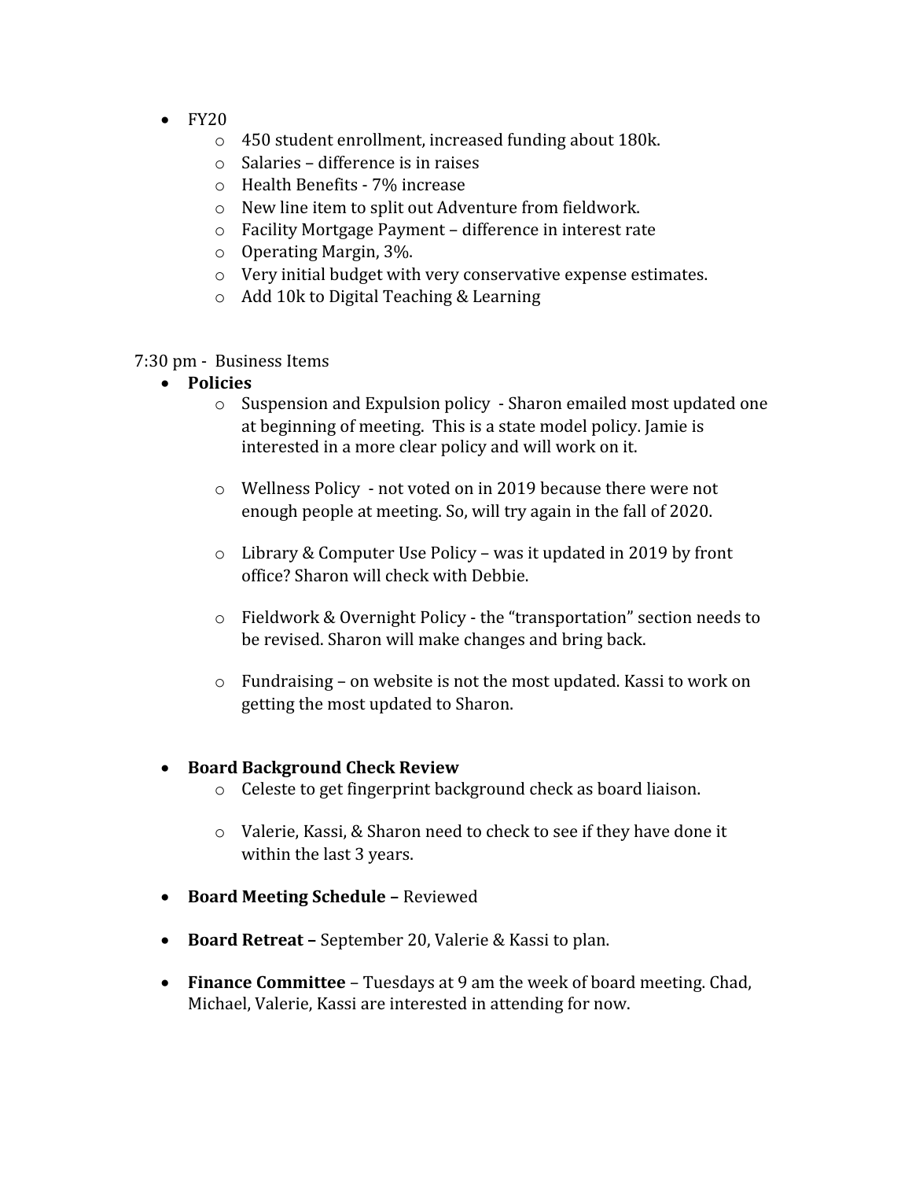- FY20
  - 450 student enrollment, increased funding about 180k.
  - Salaries – difference is in raises
  - Health Benefits - 7% increase
  - New line item to split out Adventure from fieldwork.
  - Facility Mortgage Payment – difference in interest rate
  - Operating Margin, 3%.
  - Very initial budget with very conservative expense estimates.
  - Add 10k to Digital Teaching & Learning

7:30 pm - Business Items

- **Policies**
  - Suspension and Expulsion policy - Sharon emailed most updated one at beginning of meeting. This is a state model policy. Jamie is interested in a more clear policy and will work on it.

  - Wellness Policy - not voted on in 2019 because there were not enough people at meeting. So, will try again in the fall of 2020.

  - Library & Computer Use Policy – was it updated in 2019 by front office? Sharon will check with Debbie.

  - Fieldwork & Overnight Policy - the "transportation" section needs to be revised. Sharon will make changes and bring back.

  - Fundraising – on website is not the most updated. Kassi to work on getting the most updated to Sharon.

- **Board Background Check Review**
  - Celeste to get fingerprint background check as board liaison.

  - Valerie, Kassi, & Sharon need to check to see if they have done it within the last 3 years.

- **Board Meeting Schedule –** Reviewed

- **Board Retreat –** September 20, Valerie & Kassi to plan.

- **Finance Committee** – Tuesdays at 9 am the week of board meeting. Chad, Michael, Valerie, Kassi are interested in attending for now.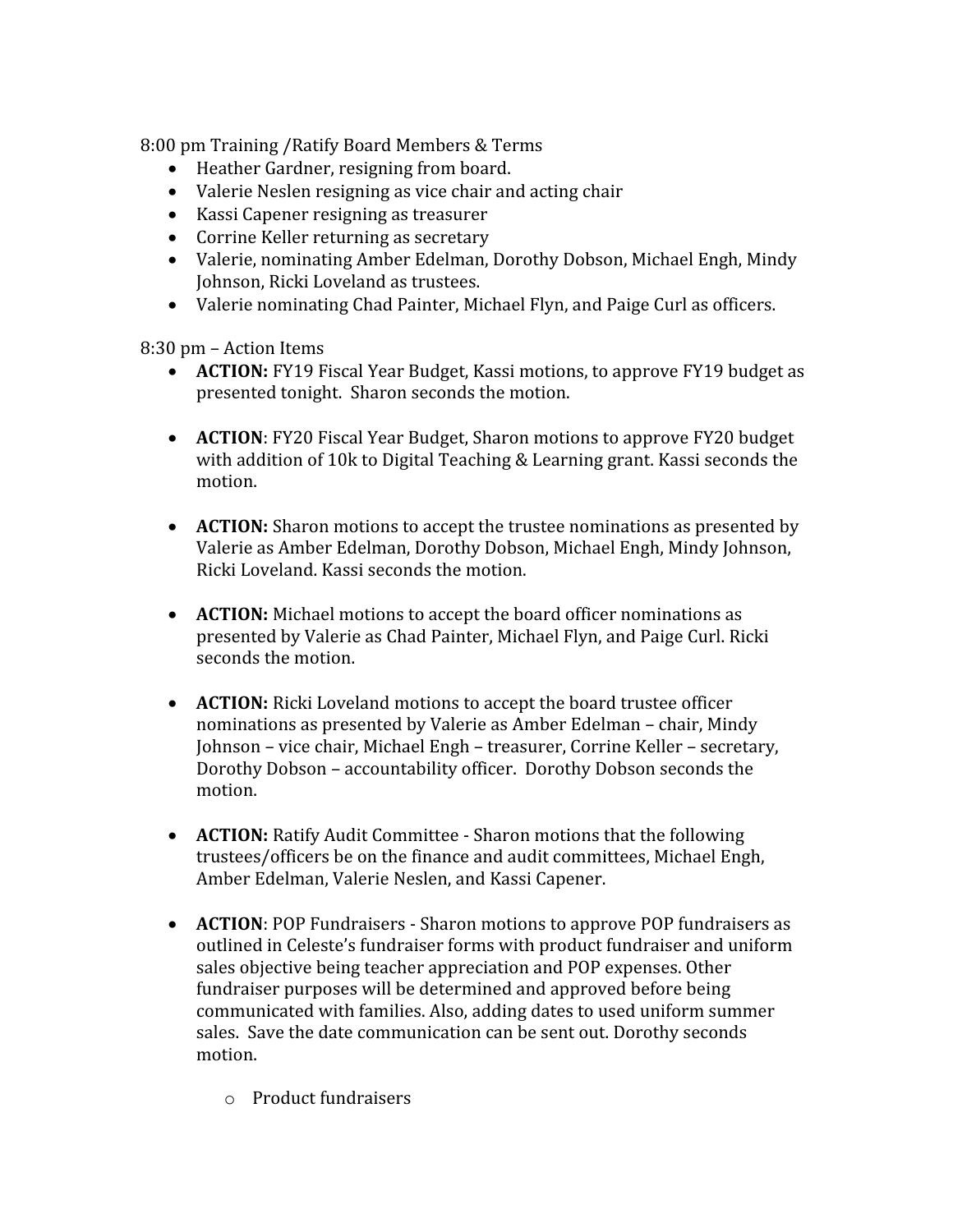8:00 pm Training /Ratify Board Members & Terms

- Heather Gardner, resigning from board.
- Valerie Neslen resigning as vice chair and acting chair
- Kassi Capener resigning as treasurer
- Corrine Keller returning as secretary
- Valerie, nominating Amber Edelman, Dorothy Dobson, Michael Engh, Mindy Johnson, Ricki Loveland as trustees.
- Valerie nominating Chad Painter, Michael Flyn, and Paige Curl as officers.

8:30 pm – Action Items

- **ACTION:** FY19 Fiscal Year Budget, Kassi motions, to approve FY19 budget as presented tonight. Sharon seconds the motion.

- **ACTION**: FY20 Fiscal Year Budget, Sharon motions to approve FY20 budget with addition of 10k to Digital Teaching & Learning grant. Kassi seconds the motion.

- **ACTION:** Sharon motions to accept the trustee nominations as presented by Valerie as Amber Edelman, Dorothy Dobson, Michael Engh, Mindy Johnson, Ricki Loveland. Kassi seconds the motion.

- **ACTION:** Michael motions to accept the board officer nominations as presented by Valerie as Chad Painter, Michael Flyn, and Paige Curl. Ricki seconds the motion.

- **ACTION:** Ricki Loveland motions to accept the board trustee officer nominations as presented by Valerie as Amber Edelman – chair, Mindy Johnson – vice chair, Michael Engh – treasurer, Corrine Keller – secretary, Dorothy Dobson – accountability officer. Dorothy Dobson seconds the motion.

- **ACTION:** Ratify Audit Committee - Sharon motions that the following trustees/officers be on the finance and audit committees, Michael Engh, Amber Edelman, Valerie Neslen, and Kassi Capener.

- **ACTION**: POP Fundraisers - Sharon motions to approve POP fundraisers as outlined in Celeste's fundraiser forms with product fundraiser and uniform sales objective being teacher appreciation and POP expenses. Other fundraiser purposes will be determined and approved before being communicated with families. Also, adding dates to used uniform summer sales. Save the date communication can be sent out. Dorothy seconds motion.

    - Product fundraisers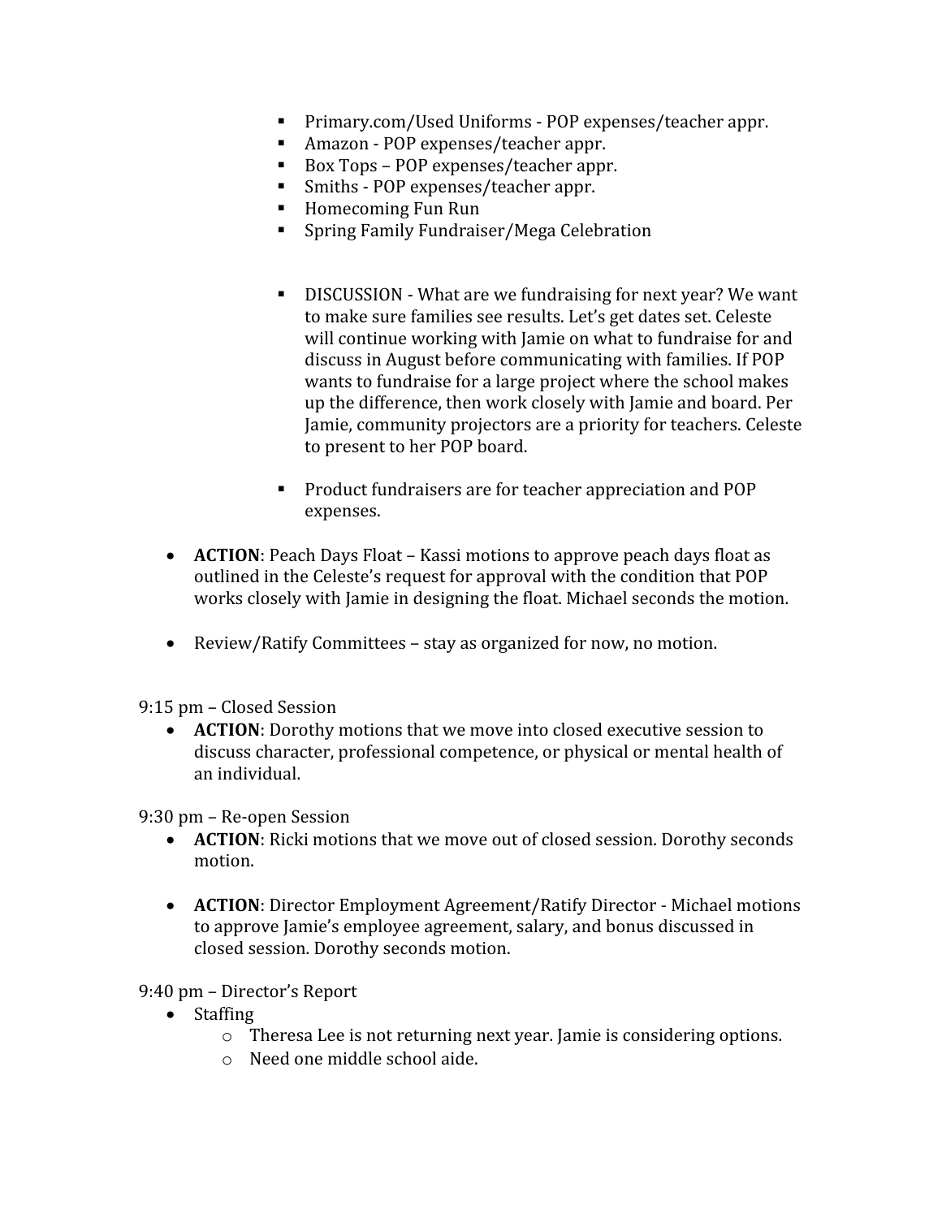- Primary.com/Used Uniforms - POP expenses/teacher appr.
        - Amazon - POP expenses/teacher appr.
        - Box Tops – POP expenses/teacher appr.
        - Smiths - POP expenses/teacher appr.
        - Homecoming Fun Run
        - Spring Family Fundraiser/Mega Celebration

        - DISCUSSION - What are we fundraising for next year? We want to make sure families see results. Let's get dates set. Celeste will continue working with Jamie on what to fundraise for and discuss in August before communicating with families. If POP wants to fundraise for a large project where the school makes up the difference, then work closely with Jamie and board. Per Jamie, community projectors are a priority for teachers. Celeste to present to her POP board.

        - Product fundraisers are for teacher appreciation and POP expenses.

- **ACTION**: Peach Days Float – Kassi motions to approve peach days float as outlined in the Celeste's request for approval with the condition that POP works closely with Jamie in designing the float. Michael seconds the motion.

- Review/Ratify Committees – stay as organized for now, no motion.

9:15 pm – Closed Session

- **ACTION**: Dorothy motions that we move into closed executive session to discuss character, professional competence, or physical or mental health of an individual.

9:30 pm – Re-open Session

- **ACTION**: Ricki motions that we move out of closed session. Dorothy seconds motion.

- **ACTION**: Director Employment Agreement/Ratify Director - Michael motions to approve Jamie's employee agreement, salary, and bonus discussed in closed session. Dorothy seconds motion.

9:40 pm – Director's Report

- Staffing
    - Theresa Lee is not returning next year. Jamie is considering options.
    - Need one middle school aide.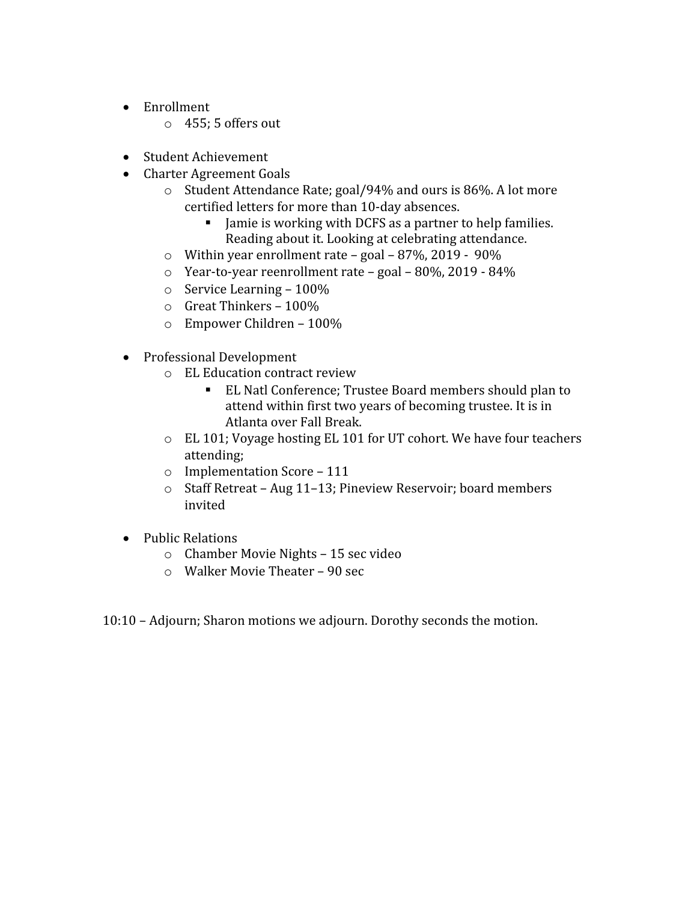- Enrollment
  - 455; 5 offers out

- Student Achievement
- Charter Agreement Goals
  - Student Attendance Rate; goal/94% and ours is 86%. A lot more certified letters for more than 10-day absences.
    - Jamie is working with DCFS as a partner to help families. Reading about it. Looking at celebrating attendance.
  - Within year enrollment rate – goal – 87%, 2019 - 90%
  - Year-to-year reenrollment rate – goal – 80%, 2019 - 84%
  - Service Learning – 100%
  - Great Thinkers – 100%
  - Empower Children – 100%

- Professional Development
  - EL Education contract review
    - EL Natl Conference; Trustee Board members should plan to attend within first two years of becoming trustee. It is in Atlanta over Fall Break.
  - EL 101; Voyage hosting EL 101 for UT cohort. We have four teachers attending;
  - Implementation Score – 111
  - Staff Retreat – Aug 11–13; Pineview Reservoir; board members invited

- Public Relations
  - Chamber Movie Nights – 15 sec video
  - Walker Movie Theater – 90 sec

10:10 – Adjourn; Sharon motions we adjourn. Dorothy seconds the motion.